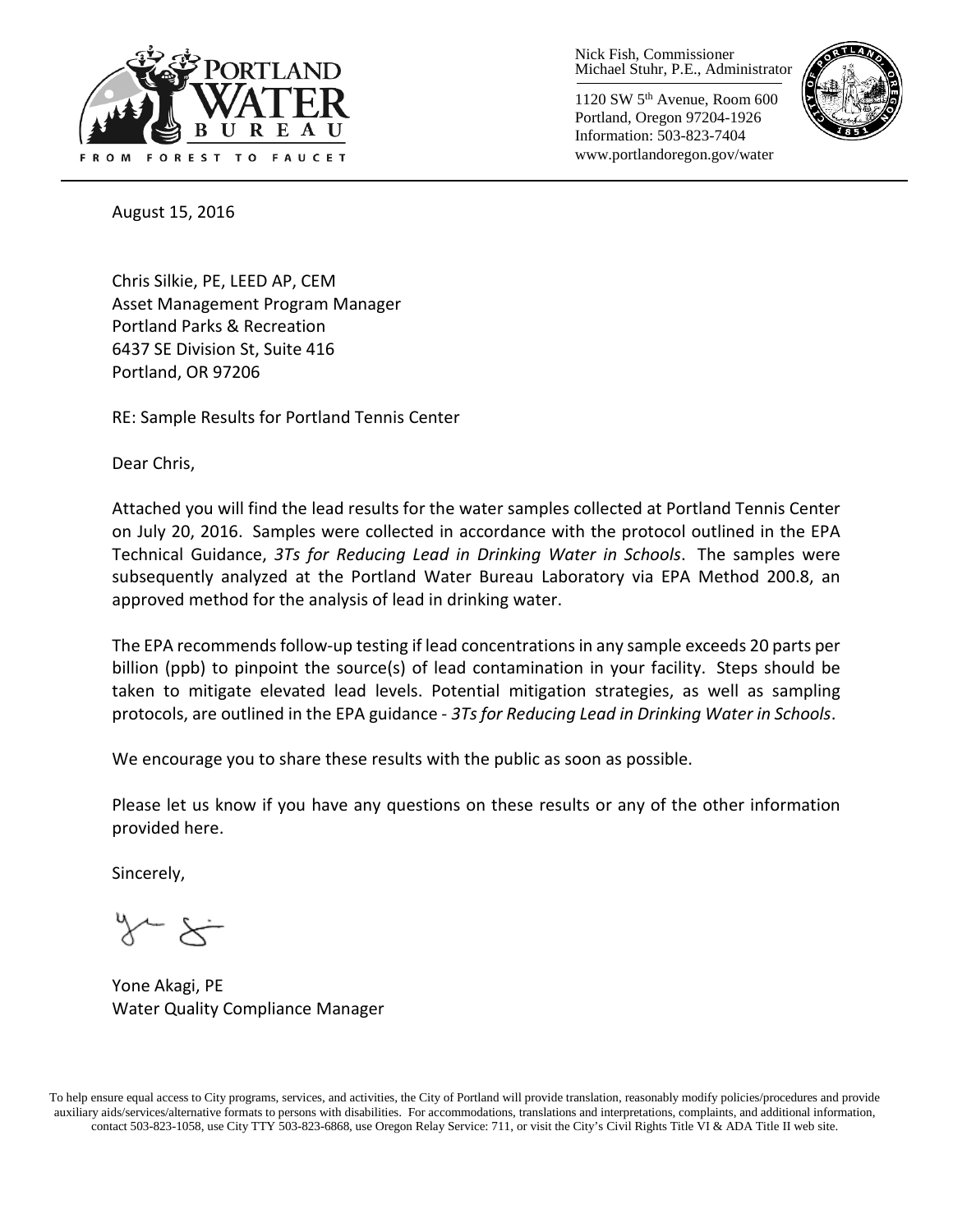PORTLAND WATER BUREAU

FROM FOREST TO FAUCET

Nick Fish, Commissioner
Michael Stuhr, P.E., Administrator

1120 SW 5th Avenue, Room 600
Portland, Oregon 97204-1926
Information: 503-823-7404
www.portlandoregon.gov/water

August 15, 2016

Chris Silkie, PE, LEED AP, CEM
Asset Management Program Manager
Portland Parks & Recreation
6437 SE Division St, Suite 416
Portland, OR 97206

RE: Sample Results for Portland Tennis Center

Dear Chris,

Attached you will find the lead results for the water samples collected at Portland Tennis Center on July 20, 2016. Samples were collected in accordance with the protocol outlined in the EPA Technical Guidance, *3Ts for Reducing Lead in Drinking Water in Schools*. The samples were subsequently analyzed at the Portland Water Bureau Laboratory via EPA Method 200.8, an approved method for the analysis of lead in drinking water.

The EPA recommends follow-up testing if lead concentrations in any sample exceeds 20 parts per billion (ppb) to pinpoint the source(s) of lead contamination in your facility. Steps should be taken to mitigate elevated lead levels. Potential mitigation strategies, as well as sampling protocols, are outlined in the EPA guidance - *3Ts for Reducing Lead in Drinking Water in Schools*.

We encourage you to share these results with the public as soon as possible.

Please let us know if you have any questions on these results or any of the other information provided here.

Sincerely,

Yone Akagi, PE
Water Quality Compliance Manager

To help ensure equal access to City programs, services, and activities, the City of Portland will provide translation, reasonably modify policies/procedures and provide auxiliary aids/services/alternative formats to persons with disabilities. For accommodations, translations and interpretations, complaints, and additional information, contact 503-823-1058, use City TTY 503-823-6868, use Oregon Relay Service: 711, or visit the City's Civil Rights Title VI & ADA Title II web site.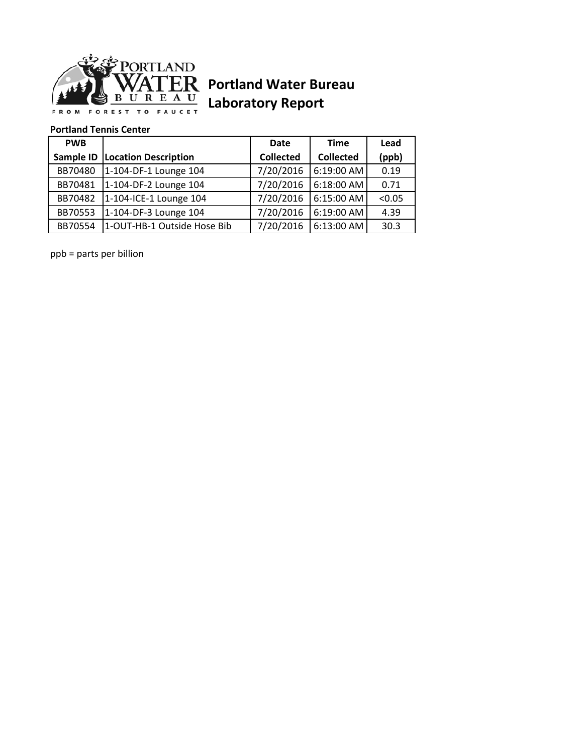# Portland Water Bureau Laboratory Report

**Portland Tennis Center**

| PWB Sample ID | Location Description | Date Collected | Time Collected | Lead (ppb) |
|---|---|---|---|---|
| BB70480 | 1-104-DF-1 Lounge 104 | 7/20/2016 | 6:19:00 AM | 0.19 |
| BB70481 | 1-104-DF-2 Lounge 104 | 7/20/2016 | 6:18:00 AM | 0.71 |
| BB70482 | 1-104-ICE-1 Lounge 104 | 7/20/2016 | 6:15:00 AM | <0.05 |
| BB70553 | 1-104-DF-3 Lounge 104 | 7/20/2016 | 6:19:00 AM | 4.39 |
| BB70554 | 1-OUT-HB-1 Outside Hose Bib | 7/20/2016 | 6:13:00 AM | 30.3 |

ppb = parts per billion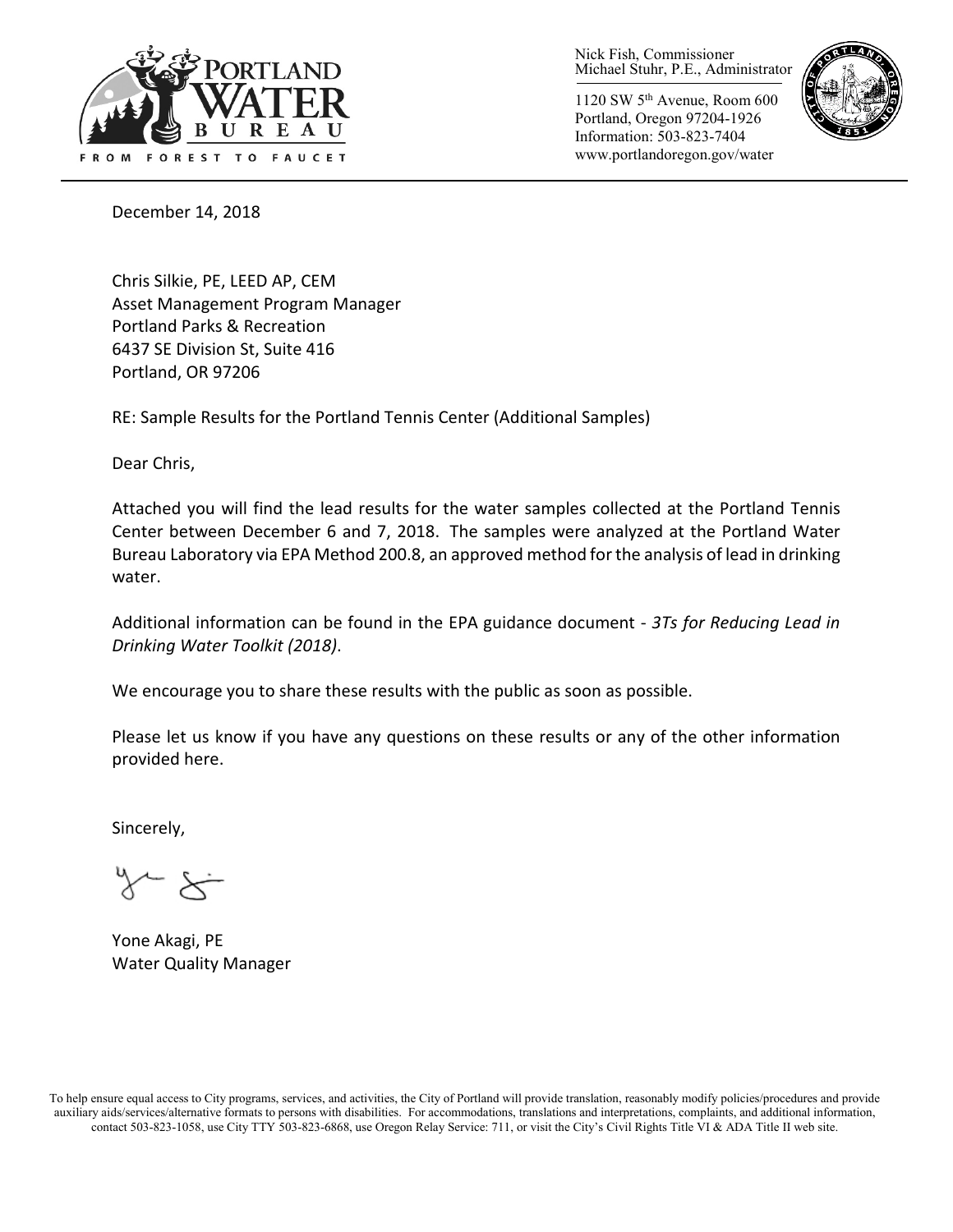Nick Fish, Commissioner
Michael Stuhr, P.E., Administrator

1120 SW 5th Avenue, Room 600
Portland, Oregon 97204-1926
Information: 503-823-7404
www.portlandoregon.gov/water

December 14, 2018

Chris Silkie, PE, LEED AP, CEM
Asset Management Program Manager
Portland Parks & Recreation
6437 SE Division St, Suite 416
Portland, OR 97206

RE: Sample Results for the Portland Tennis Center (Additional Samples)

Dear Chris,

Attached you will find the lead results for the water samples collected at the Portland Tennis Center between December 6 and 7, 2018. The samples were analyzed at the Portland Water Bureau Laboratory via EPA Method 200.8, an approved method for the analysis of lead in drinking water.

Additional information can be found in the EPA guidance document - *3Ts for Reducing Lead in Drinking Water Toolkit (2018)*.

We encourage you to share these results with the public as soon as possible.

Please let us know if you have any questions on these results or any of the other information provided here.

Sincerely,

Yone Akagi, PE
Water Quality Manager

To help ensure equal access to City programs, services, and activities, the City of Portland will provide translation, reasonably modify policies/procedures and provide auxiliary aids/services/alternative formats to persons with disabilities. For accommodations, translations and interpretations, complaints, and additional information, contact 503-823-1058, use City TTY 503-823-6868, use Oregon Relay Service: 711, or visit the City's Civil Rights Title VI & ADA Title II web site.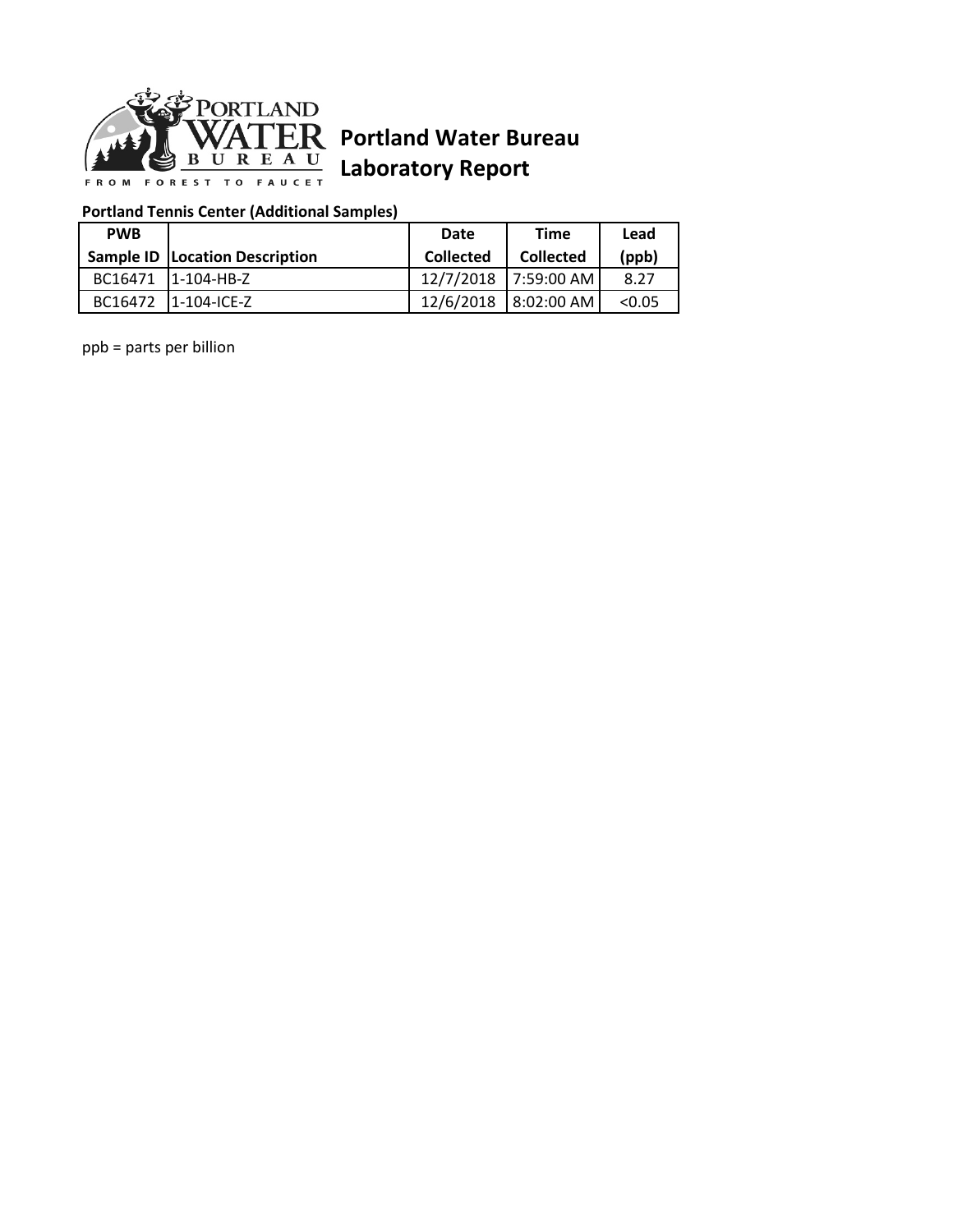# Portland Water Bureau Laboratory Report

**Portland Tennis Center (Additional Samples)**

| PWB Sample ID | Location Description | Date Collected | Time Collected | Lead (ppb) |
|---|---|---|---|---|
| BC16471 | 1-104-HB-Z | 12/7/2018 | 7:59:00 AM | 8.27 |
| BC16472 | 1-104-ICE-Z | 12/6/2018 | 8:02:00 AM | <0.05 |

ppb = parts per billion